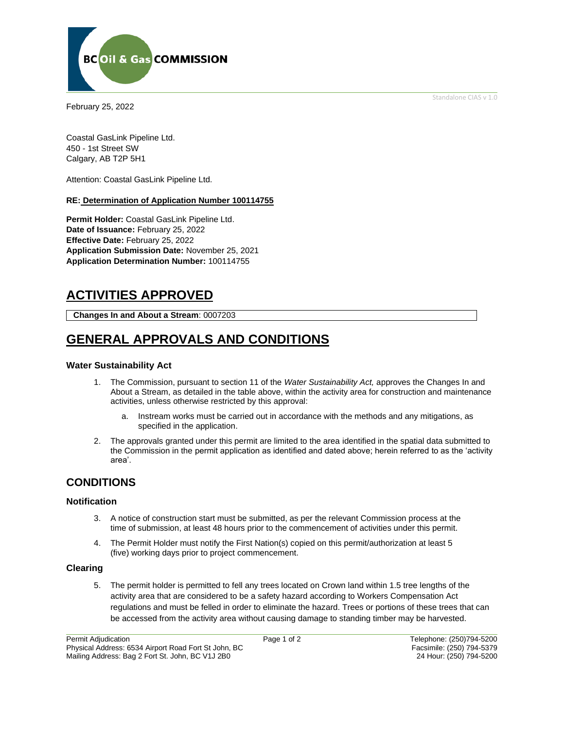BC Oil & Gas COMMISSION

Standalone CIAS v 1.0

February 25, 2022

Coastal GasLink Pipeline Ltd.
450 - 1st Street SW
Calgary, AB T2P 5H1

Attention: Coastal GasLink Pipeline Ltd.

**RE: Determination of Application Number 100114755**

**Permit Holder:** Coastal GasLink Pipeline Ltd.
**Date of Issuance:** February 25, 2022
**Effective Date:** February 25, 2022
**Application Submission Date:** November 25, 2021
**Application Determination Number:** 100114755

# ACTIVITIES APPROVED

| **Changes In and About a Stream**: 0007203 |
|---|

# GENERAL APPROVALS AND CONDITIONS

### Water Sustainability Act

1. The Commission, pursuant to section 11 of the *Water Sustainability Act,* approves the Changes In and About a Stream, as detailed in the table above, within the activity area for construction and maintenance activities, unless otherwise restricted by this approval:

   a. Instream works must be carried out in accordance with the methods and any mitigations, as specified in the application.

2. The approvals granted under this permit are limited to the area identified in the spatial data submitted to the Commission in the permit application as identified and dated above; herein referred to as the 'activity area'.

## CONDITIONS

### Notification

3. A notice of construction start must be submitted, as per the relevant Commission process at the time of submission, at least 48 hours prior to the commencement of activities under this permit.

4. The Permit Holder must notify the First Nation(s) copied on this permit/authorization at least 5 (five) working days prior to project commencement.

### Clearing

5. The permit holder is permitted to fell any trees located on Crown land within 1.5 tree lengths of the activity area that are considered to be a safety hazard according to Workers Compensation Act regulations and must be felled in order to eliminate the hazard. Trees or portions of these trees that can be accessed from the activity area without causing damage to standing timber may be harvested.

Permit Adjudication
Physical Address: 6534 Airport Road Fort St John, BC
Mailing Address: Bag 2 Fort St. John, BC V1J 2B0

Telephone: (250)794-5200
Facsimile: (250) 794-5379
24 Hour: (250) 794-5200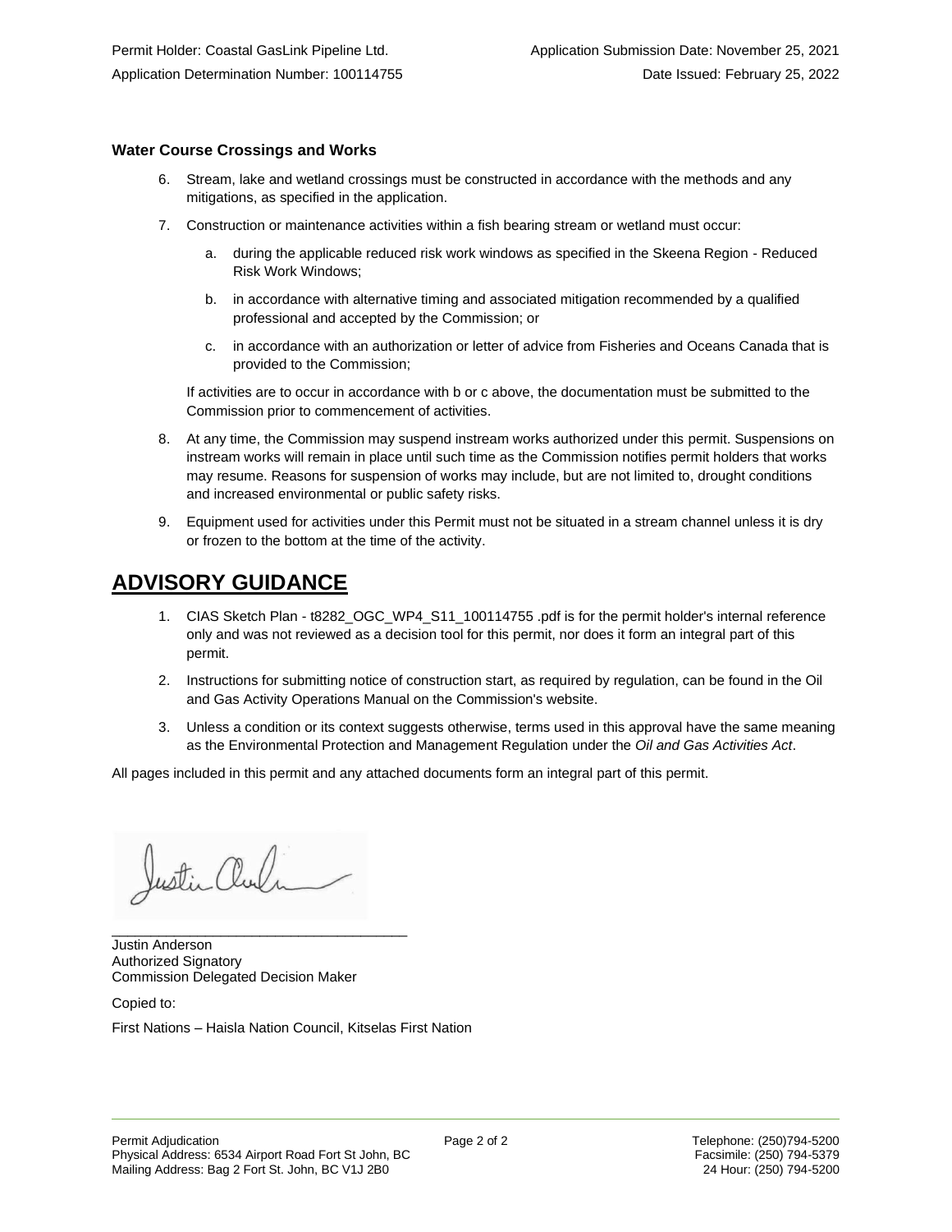### Water Course Crossings and Works

6. Stream, lake and wetland crossings must be constructed in accordance with the methods and any mitigations, as specified in the application.
7. Construction or maintenance activities within a fish bearing stream or wetland must occur:
   a. during the applicable reduced risk work windows as specified in the Skeena Region - Reduced Risk Work Windows;
   b. in accordance with alternative timing and associated mitigation recommended by a qualified professional and accepted by the Commission; or
   c. in accordance with an authorization or letter of advice from Fisheries and Oceans Canada that is provided to the Commission;

   If activities are to occur in accordance with b or c above, the documentation must be submitted to the Commission prior to commencement of activities.
8. At any time, the Commission may suspend instream works authorized under this permit. Suspensions on instream works will remain in place until such time as the Commission notifies permit holders that works may resume. Reasons for suspension of works may include, but are not limited to, drought conditions and increased environmental or public safety risks.
9. Equipment used for activities under this Permit must not be situated in a stream channel unless it is dry or frozen to the bottom at the time of the activity.

# ADVISORY GUIDANCE

1. CIAS Sketch Plan - t8282_OGC_WP4_S11_100114755 .pdf is for the permit holder's internal reference only and was not reviewed as a decision tool for this permit, nor does it form an integral part of this permit.
2. Instructions for submitting notice of construction start, as required by regulation, can be found in the Oil and Gas Activity Operations Manual on the Commission's website.
3. Unless a condition or its context suggests otherwise, terms used in this approval have the same meaning as the Environmental Protection and Management Regulation under the *Oil and Gas Activities Act*.

All pages included in this permit and any attached documents form an integral part of this permit.

Justin Anderson
Authorized Signatory
Commission Delegated Decision Maker

Copied to:

First Nations – Haisla Nation Council, Kitselas First Nation